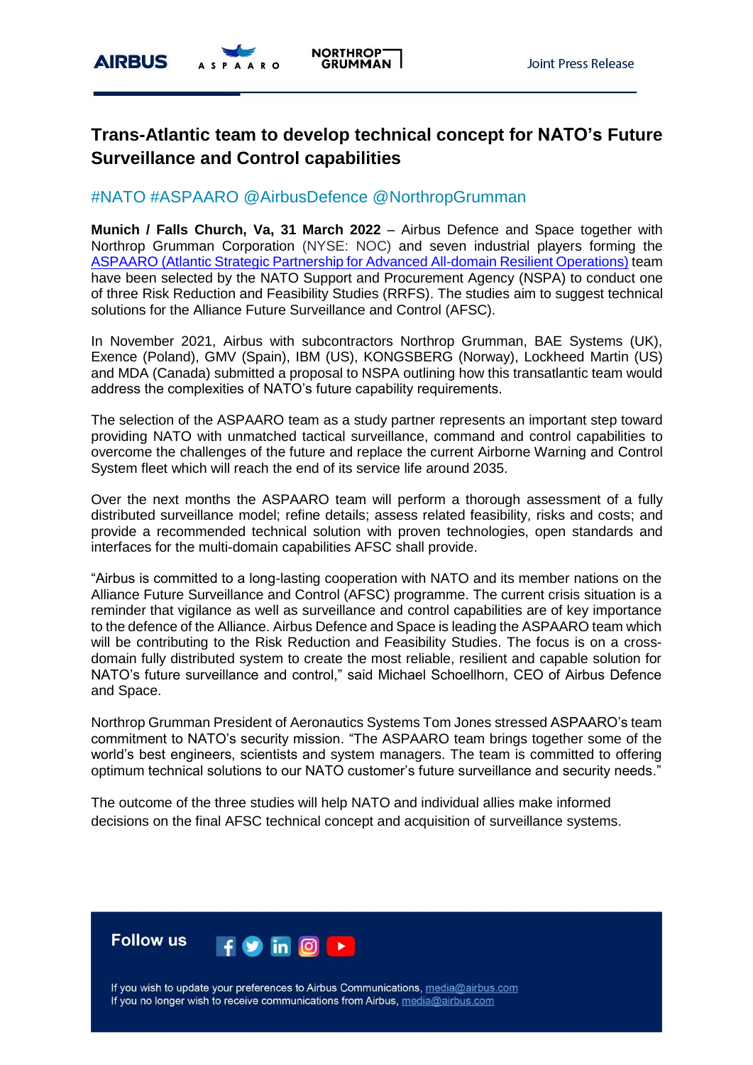Joint Press Release

# Trans-Atlantic team to develop technical concept for NATO's Future Surveillance and Control capabilities

#NATO #ASPAARO @AirbusDefence @NorthropGrumman

**Munich / Falls Church, Va, 31 March 2022** – Airbus Defence and Space together with Northrop Grumman Corporation (NYSE: NOC) and seven industrial players forming the ASPAARO (Atlantic Strategic Partnership for Advanced All-domain Resilient Operations) team have been selected by the NATO Support and Procurement Agency (NSPA) to conduct one of three Risk Reduction and Feasibility Studies (RRFS). The studies aim to suggest technical solutions for the Alliance Future Surveillance and Control (AFSC).

In November 2021, Airbus with subcontractors Northrop Grumman, BAE Systems (UK), Exence (Poland), GMV (Spain), IBM (US), KONGSBERG (Norway), Lockheed Martin (US) and MDA (Canada) submitted a proposal to NSPA outlining how this transatlantic team would address the complexities of NATO's future capability requirements.

The selection of the ASPAARO team as a study partner represents an important step toward providing NATO with unmatched tactical surveillance, command and control capabilities to overcome the challenges of the future and replace the current Airborne Warning and Control System fleet which will reach the end of its service life around 2035.

Over the next months the ASPAARO team will perform a thorough assessment of a fully distributed surveillance model; refine details; assess related feasibility, risks and costs; and provide a recommended technical solution with proven technologies, open standards and interfaces for the multi-domain capabilities AFSC shall provide.

"Airbus is committed to a long-lasting cooperation with NATO and its member nations on the Alliance Future Surveillance and Control (AFSC) programme. The current crisis situation is a reminder that vigilance as well as surveillance and control capabilities are of key importance to the defence of the Alliance. Airbus Defence and Space is leading the ASPAARO team which will be contributing to the Risk Reduction and Feasibility Studies. The focus is on a cross-domain fully distributed system to create the most reliable, resilient and capable solution for NATO's future surveillance and control," said Michael Schoellhorn, CEO of Airbus Defence and Space.

Northrop Grumman President of Aeronautics Systems Tom Jones stressed ASPAARO's team commitment to NATO's security mission. "The ASPAARO team brings together some of the world's best engineers, scientists and system managers. The team is committed to offering optimum technical solutions to our NATO customer's future surveillance and security needs."

The outcome of the three studies will help NATO and individual allies make informed decisions on the final AFSC technical concept and acquisition of surveillance systems.

**Follow us**

If you wish to update your preferences to Airbus Communications, media@airbus.com
If you no longer wish to receive communications from Airbus, media@airbus.com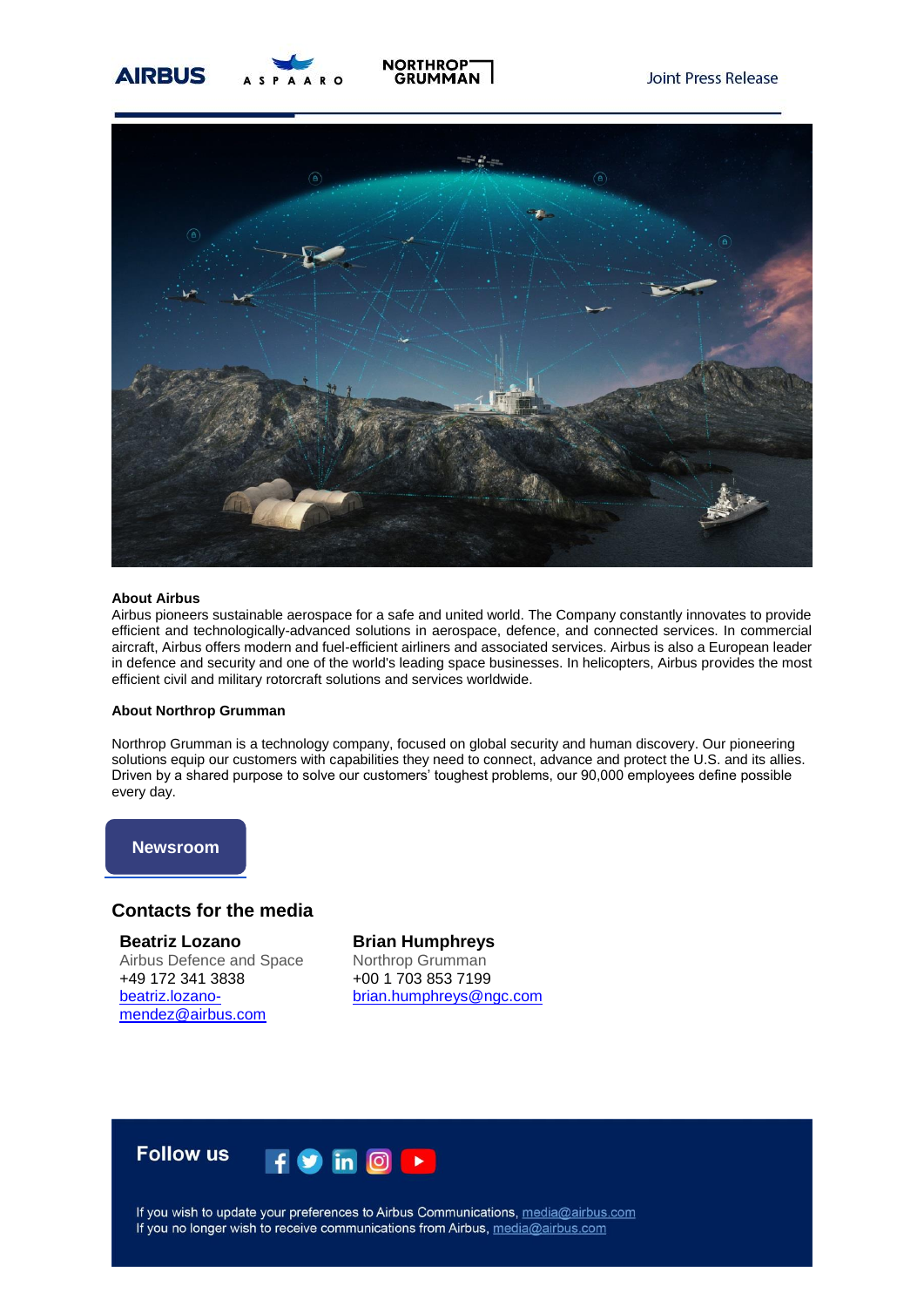**About Airbus**

Airbus pioneers sustainable aerospace for a safe and united world. The Company constantly innovates to provide efficient and technologically-advanced solutions in aerospace, defence, and connected services. In commercial aircraft, Airbus offers modern and fuel-efficient airliners and associated services. Airbus is also a European leader in defence and security and one of the world's leading space businesses. In helicopters, Airbus provides the most efficient civil and military rotorcraft solutions and services worldwide.

**About Northrop Grumman**

Northrop Grumman is a technology company, focused on global security and human discovery. Our pioneering solutions equip our customers with capabilities they need to connect, advance and protect the U.S. and its allies. Driven by a shared purpose to solve our customers' toughest problems, our 90,000 employees define possible every day.

**Newsroom**

## Contacts for the media

**Beatriz Lozano**
Airbus Defence and Space
+49 172 341 3838
beatriz.lozano-mendez@airbus.com

**Brian Humphreys**
Northrop Grumman
+00 1 703 853 7199
brian.humphreys@ngc.com

**Follow us**

If you wish to update your preferences to Airbus Communications, media@airbus.com
If you no longer wish to receive communications from Airbus, media@airbus.com